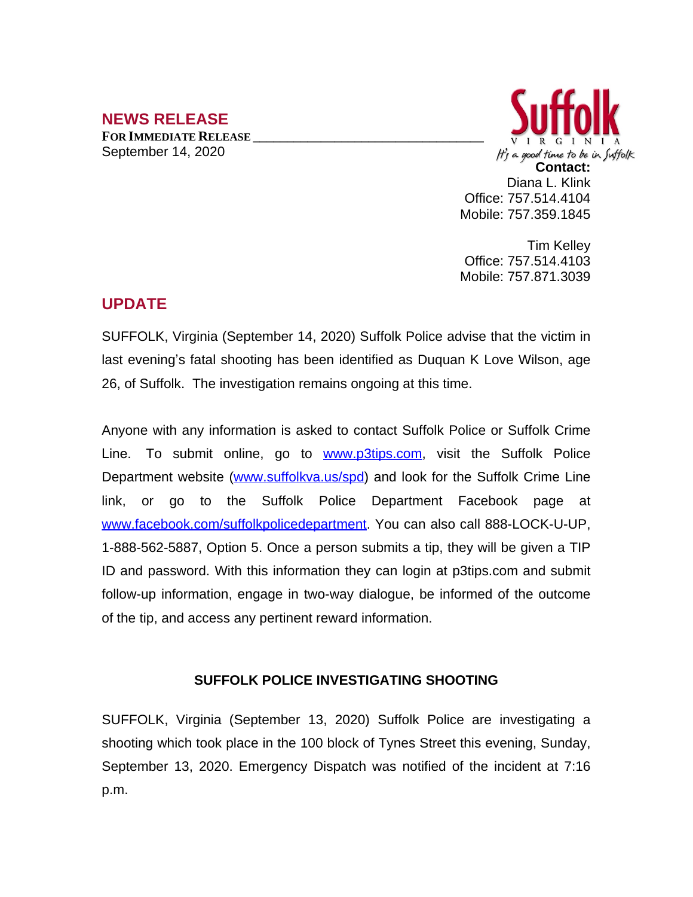## NEWS RELEASE

**FOR IMMEDIATE RELEASE**
September 14, 2020

Suffolk
VIRGINIA
It's a good time to be in Suffolk

**Contact:**
Diana L. Klink
Office: 757.514.4104
Mobile: 757.359.1845

Tim Kelley
Office: 757.514.4103
Mobile: 757.871.3039

## UPDATE

SUFFOLK, Virginia (September 14, 2020) Suffolk Police advise that the victim in last evening's fatal shooting has been identified as Duquan K Love Wilson, age 26, of Suffolk. The investigation remains ongoing at this time.

Anyone with any information is asked to contact Suffolk Police or Suffolk Crime Line. To submit online, go to www.p3tips.com, visit the Suffolk Police Department website (www.suffolkva.us/spd) and look for the Suffolk Crime Line link, or go to the Suffolk Police Department Facebook page at www.facebook.com/suffolkpolicedepartment. You can also call 888-LOCK-U-UP, 1-888-562-5887, Option 5. Once a person submits a tip, they will be given a TIP ID and password. With this information they can login at p3tips.com and submit follow-up information, engage in two-way dialogue, be informed of the outcome of the tip, and access any pertinent reward information.

### SUFFOLK POLICE INVESTIGATING SHOOTING

SUFFOLK, Virginia (September 13, 2020) Suffolk Police are investigating a shooting which took place in the 100 block of Tynes Street this evening, Sunday, September 13, 2020. Emergency Dispatch was notified of the incident at 7:16 p.m.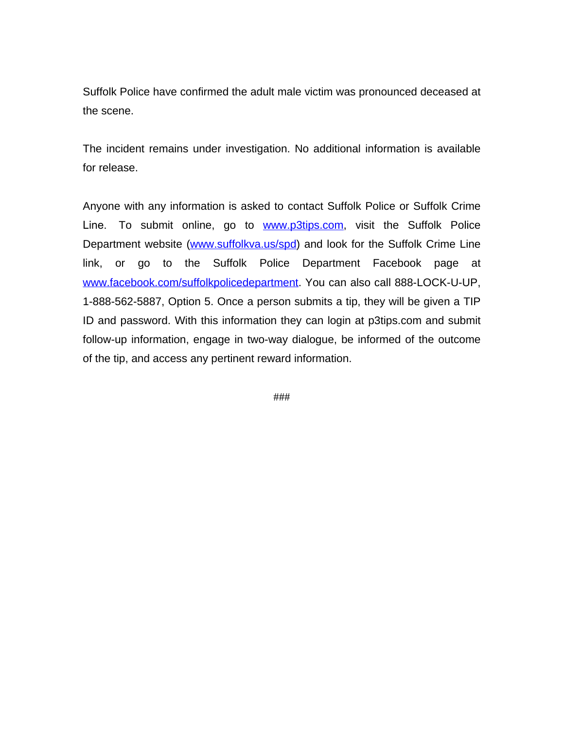Suffolk Police have confirmed the adult male victim was pronounced deceased at the scene.

The incident remains under investigation. No additional information is available for release.

Anyone with any information is asked to contact Suffolk Police or Suffolk Crime Line. To submit online, go to www.p3tips.com, visit the Suffolk Police Department website (www.suffolkva.us/spd) and look for the Suffolk Crime Line link, or go to the Suffolk Police Department Facebook page at www.facebook.com/suffolkpolicedepartment. You can also call 888-LOCK-U-UP, 1-888-562-5887, Option 5. Once a person submits a tip, they will be given a TIP ID and password. With this information they can login at p3tips.com and submit follow-up information, engage in two-way dialogue, be informed of the outcome of the tip, and access any pertinent reward information.

###